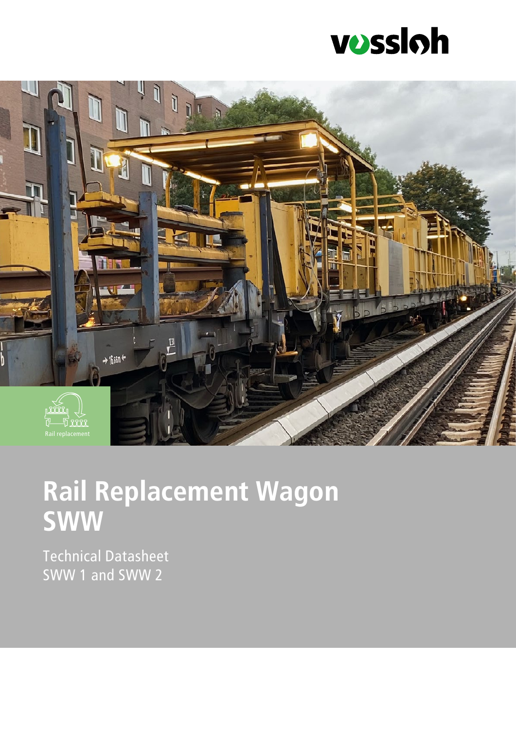vossloh

Rail replacement

# Rail Replacement Wagon SWW

Technical Datasheet
SWW 1 and SWW 2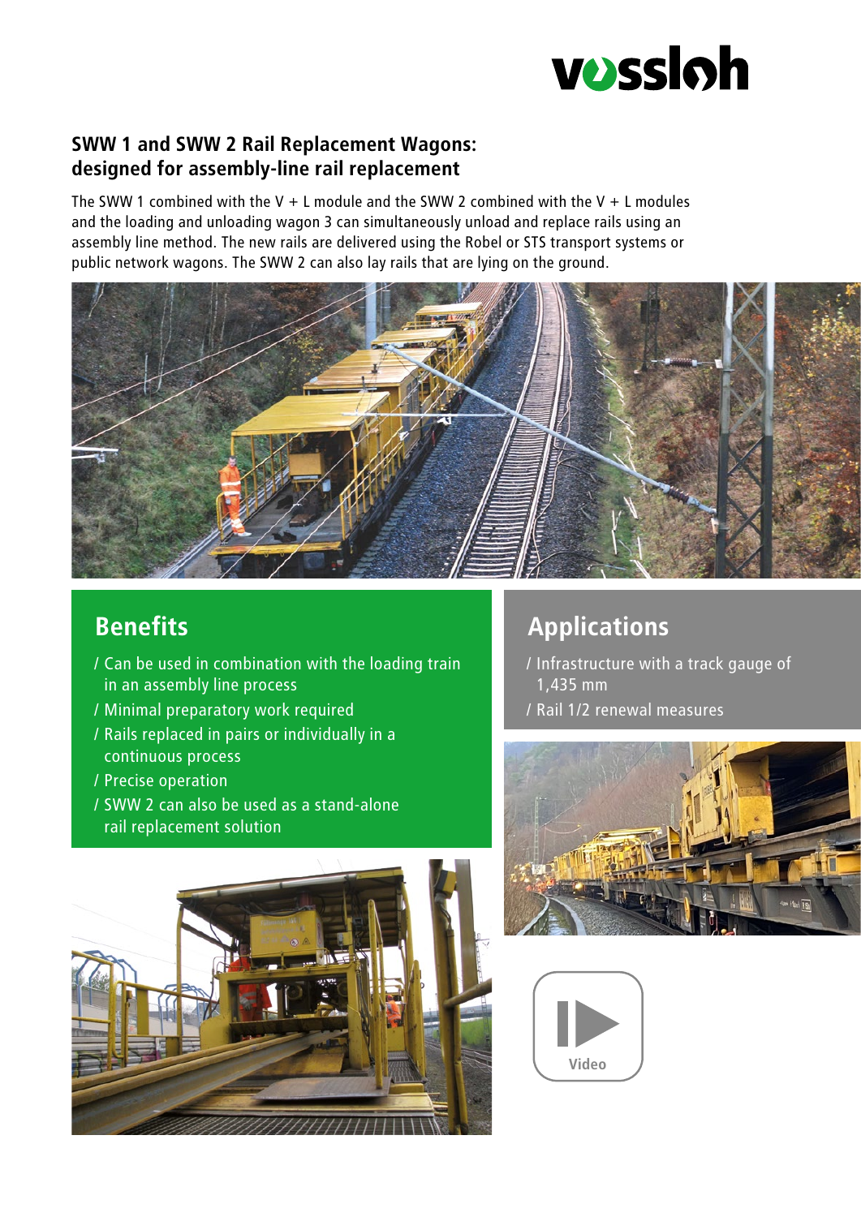## SWW 1 and SWW 2 Rail Replacement Wagons: designed for assembly-line rail replacement

The SWW 1 combined with the V + L module and the SWW 2 combined with the V + L modules and the loading and unloading wagon 3 can simultaneously unload and replace rails using an assembly line method. The new rails are delivered using the Robel or STS transport systems or public network wagons. The SWW 2 can also lay rails that are lying on the ground.

### Benefits

- Can be used in combination with the loading train in an assembly line process
- Minimal preparatory work required
- Rails replaced in pairs or individually in a continuous process
- Precise operation
- SWW 2 can also be used as a stand-alone rail replacement solution

### Applications

- Infrastructure with a track gauge of 1,435 mm
- Rail 1/2 renewal measures

Video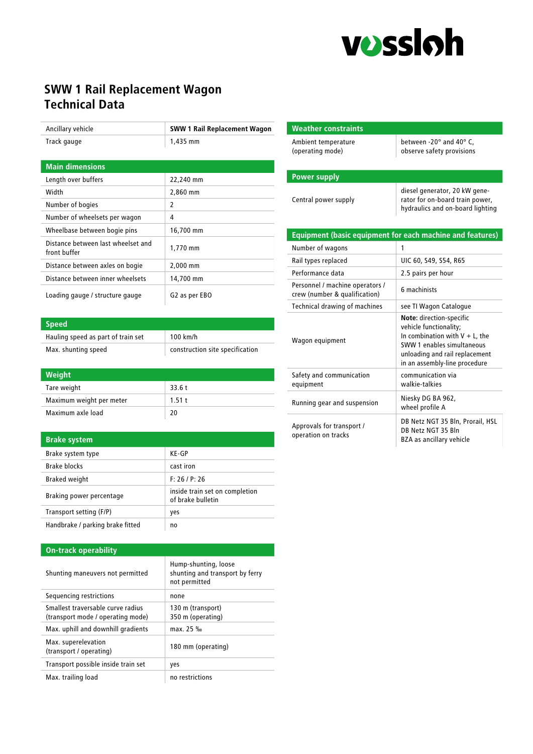# SWW 1 Rail Replacement Wagon Technical Data

| Ancillary vehicle | **SWW 1 Rail Replacement Wagon** |
|---|---|
| Track gauge | 1,435 mm |

| **Main dimensions** | |
|---|---|
| Length over buffers | 22,240 mm |
| Width | 2,860 mm |
| Number of bogies | 2 |
| Number of wheelsets per wagon | 4 |
| Wheelbase between bogie pins | 16,700 mm |
| Distance between last wheelset and front buffer | 1,770 mm |
| Distance between axles on bogie | 2,000 mm |
| Distance between inner wheelsets | 14,700 mm |
| Loading gauge / structure gauge | G2 as per EBO |

| **Speed** | |
|---|---|
| Hauling speed as part of train set | 100 km/h |
| Max. shunting speed | construction site specification |

| **Weight** | |
|---|---|
| Tare weight | 33.6 t |
| Maximum weight per meter | 1.51 t |
| Maximum axle load | 20 |

| **Brake system** | |
|---|---|
| Brake system type | KE-GP |
| Brake blocks | cast iron |
| Braked weight | F: 26 / P: 26 |
| Braking power percentage | inside train set on completion of brake bulletin |
| Transport setting (F/P) | yes |
| Handbrake / parking brake fitted | no |

| **On-track operability** | |
|---|---|
| Shunting maneuvers not permitted | Hump-shunting, loose shunting and transport by ferry not permitted |
| Sequencing restrictions | none |
| Smallest traversable curve radius (transport mode / operating mode) | 130 m (transport) 350 m (operating) |
| Max. uphill and downhill gradients | max. 25 ‰ |
| Max. superelevation (transport / operating) | 180 mm (operating) |
| Transport possible inside train set | yes |
| Max. trailing load | no restrictions |

| **Weather constraints** | |
|---|---|
| Ambient temperature (operating mode) | between -20° and 40° C, observe safety provisions |

| **Power supply** | |
|---|---|
| Central power supply | diesel generator, 20 kW generator for on-board train power, hydraulics and on-board lighting |

| **Equipment (basic equipment for each machine and features)** | |
|---|---|
| Number of wagons | 1 |
| Rail types replaced | UIC 60, S49, S54, R65 |
| Performance data | 2.5 pairs per hour |
| Personnel / machine operators / crew (number & qualification) | 6 machinists |
| Technical drawing of machines | see TI Wagon Catalogue |
| Wagon equipment | **Note:** direction-specific vehicle functionality; In combination with V + L, the SWW 1 enables simultaneous unloading and rail replacement in an assembly-line procedure |
| Safety and communication equipment | communication via walkie-talkies |
| Running gear and suspension | Niesky DG BA 962, wheel profile A |
| Approvals for transport / operation on tracks | DB Netz NGT 35 Bln, Prorail, HSL DB Netz NGT 35 Bln BZA as ancillary vehicle |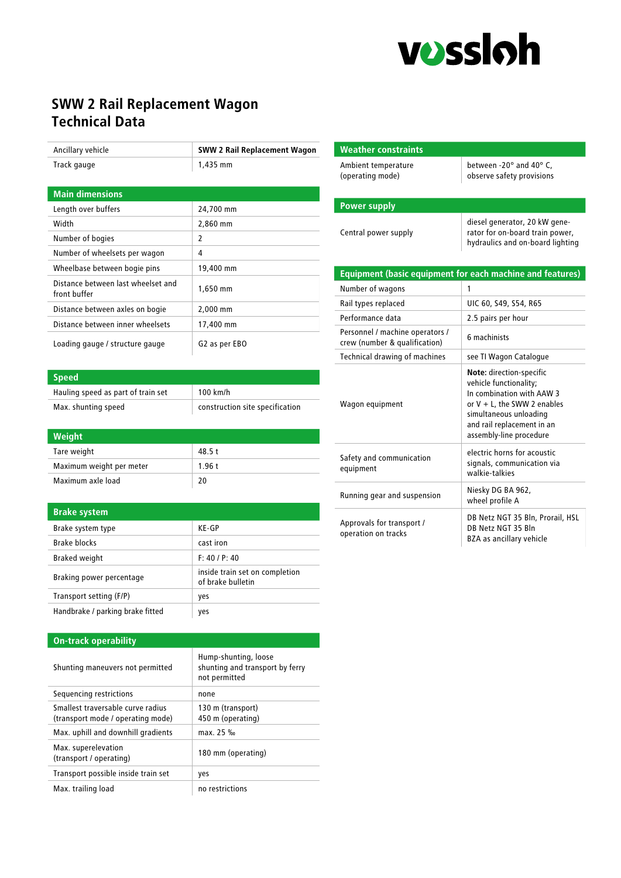# SWW 2 Rail Replacement Wagon Technical Data

| Ancillary vehicle | **SWW 2 Rail Replacement Wagon** |
|---|---|
| Track gauge | 1,435 mm |

| **Main dimensions** | |
|---|---|
| Length over buffers | 24,700 mm |
| Width | 2,860 mm |
| Number of bogies | 2 |
| Number of wheelsets per wagon | 4 |
| Wheelbase between bogie pins | 19,400 mm |
| Distance between last wheelset and front buffer | 1,650 mm |
| Distance between axles on bogie | 2,000 mm |
| Distance between inner wheelsets | 17,400 mm |
| Loading gauge / structure gauge | G2 as per EBO |

| **Speed** | |
|---|---|
| Hauling speed as part of train set | 100 km/h |
| Max. shunting speed | construction site specification |

| **Weight** | |
|---|---|
| Tare weight | 48.5 t |
| Maximum weight per meter | 1.96 t |
| Maximum axle load | 20 |

| **Brake system** | |
|---|---|
| Brake system type | KE-GP |
| Brake blocks | cast iron |
| Braked weight | F: 40 / P: 40 |
| Braking power percentage | inside train set on completion of brake bulletin |
| Transport setting (F/P) | yes |
| Handbrake / parking brake fitted | yes |

| **On-track operability** | |
|---|---|
| Shunting maneuvers not permitted | Hump-shunting, loose shunting and transport by ferry not permitted |
| Sequencing restrictions | none |
| Smallest traversable curve radius (transport mode / operating mode) | 130 m (transport)<br>450 m (operating) |
| Max. uphill and downhill gradients | max. 25 ‰ |
| Max. superelevation (transport / operating) | 180 mm (operating) |
| Transport possible inside train set | yes |
| Max. trailing load | no restrictions |

| **Weather constraints** | |
|---|---|
| Ambient temperature (operating mode) | between -20° and 40° C, observe safety provisions |

| **Power supply** | |
|---|---|
| Central power supply | diesel generator, 20 kW generator for on-board train power, hydraulics and on-board lighting |

| **Equipment (basic equipment for each machine and features)** | |
|---|---|
| Number of wagons | 1 |
| Rail types replaced | UIC 60, S49, S54, R65 |
| Performance data | 2.5 pairs per hour |
| Personnel / machine operators / crew (number & qualification) | 6 machinists |
| Technical drawing of machines | see TI Wagon Catalogue |
| Wagon equipment | **Note:** direction-specific vehicle functionality;<br>In combination with AAW 3 or V + L, the SWW 2 enables simultaneous unloading and rail replacement in an assembly-line procedure |
| Safety and communication equipment | electric horns for acoustic signals, communication via walkie-talkies |
| Running gear and suspension | Niesky DG BA 962,<br>wheel profile A |
| Approvals for transport / operation on tracks | DB Netz NGT 35 Bln, Prorail, HSL<br>DB Netz NGT 35 Bln<br>BZA as ancillary vehicle |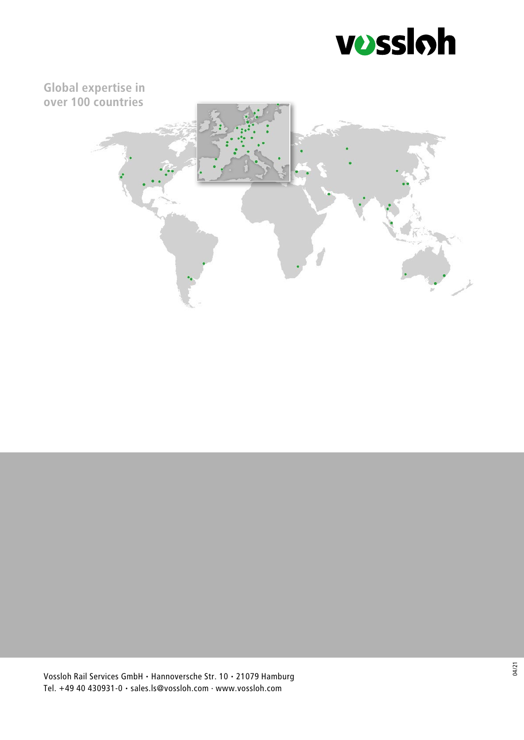vossloh

**Global expertise in over 100 countries**

Vossloh Rail Services GmbH • Hannoversche Str. 10 • 21079 Hamburg
Tel. +49 40 430931-0 • sales.ls@vossloh.com · www.vossloh.com

04/21